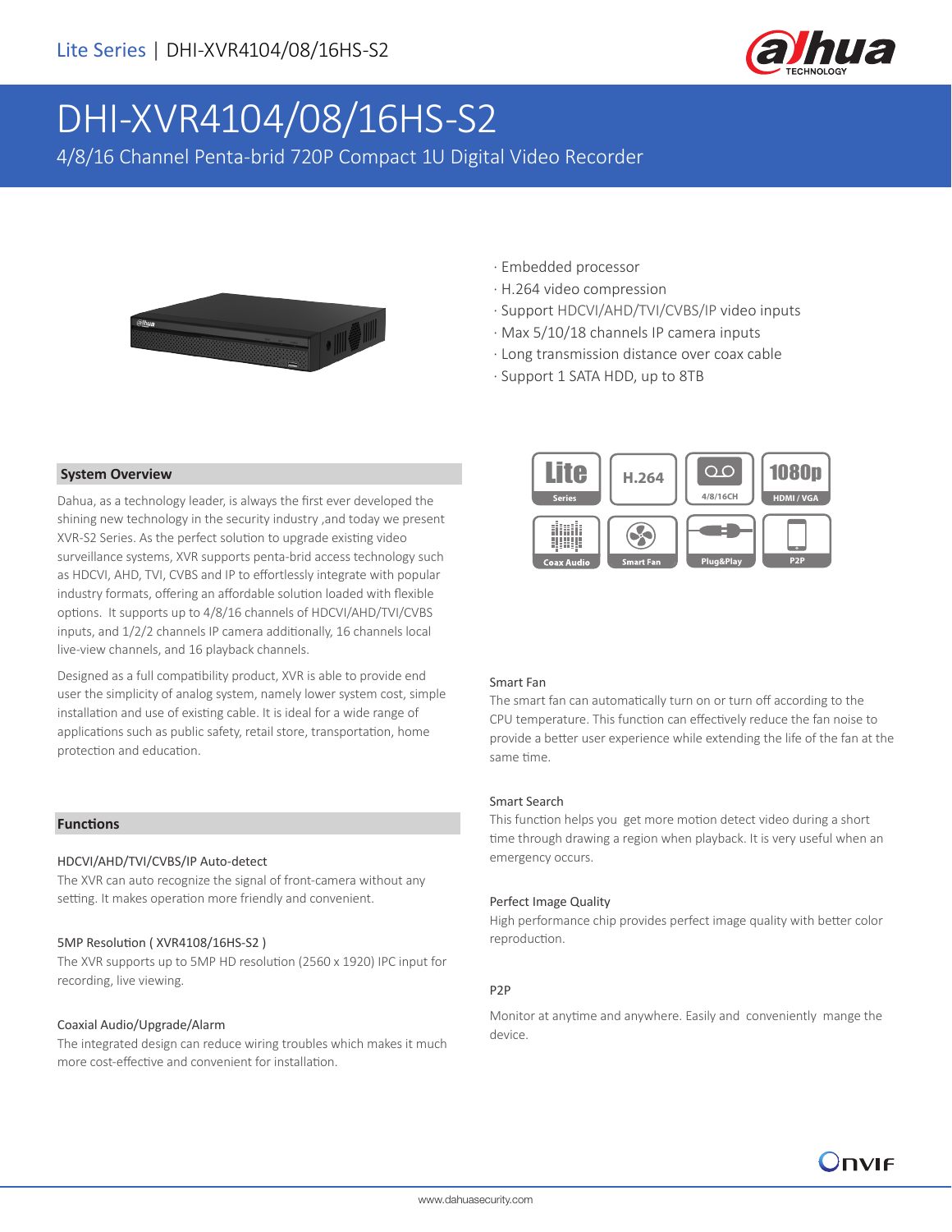# DHI-XVR4104/08/16HS-S2

4/8/16 Channel Penta-brid 720P Compact 1U Digital Video Recorder

- Embedded processor
- H.264 video compression
- Support HDCVI/AHD/TVI/CVBS/IP video inputs
- Max 5/10/18 channels IP camera inputs
- Long transmission distance over coax cable
- Support 1 SATA HDD, up to 8TB

## System Overview

Dahua, as a technology leader, is always the first ever developed the shining new technology in the security industry ,and today we present XVR-S2 Series. As the perfect solution to upgrade existing video surveillance systems, XVR supports penta-brid access technology such as HDCVI, AHD, TVI, CVBS and IP to effortlessly integrate with popular industry formats, offering an affordable solution loaded with flexible options. It supports up to 4/8/16 channels of HDCVI/AHD/TVI/CVBS inputs, and 1/2/2 channels IP camera additionally, 16 channels local live-view channels, and 16 playback channels.

Designed as a full compatibility product, XVR is able to provide end user the simplicity of analog system, namely lower system cost, simple installation and use of existing cable. It is ideal for a wide range of applications such as public safety, retail store, transportation, home protection and education.

## Functions

### HDCVI/AHD/TVI/CVBS/IP Auto-detect

The XVR can auto recognize the signal of front-camera without any setting. It makes operation more friendly and convenient.

### 5MP Resolution ( XVR4108/16HS-S2 )

The XVR supports up to 5MP HD resolution (2560 x 1920) IPC input for recording, live viewing.

### Coaxial Audio/Upgrade/Alarm

The integrated design can reduce wiring troubles which makes it much more cost-effective and convenient for installation.

### Smart Fan

The smart fan can automatically turn on or turn off according to the CPU temperature. This function can effectively reduce the fan noise to provide a better user experience while extending the life of the fan at the same time.

### Smart Search

This function helps you get more motion detect video during a short time through drawing a region when playback. It is very useful when an emergency occurs.

### Perfect Image Quality

High performance chip provides perfect image quality with better color reproduction.

### P2P

Monitor at anytime and anywhere. Easily and conveniently mange the device.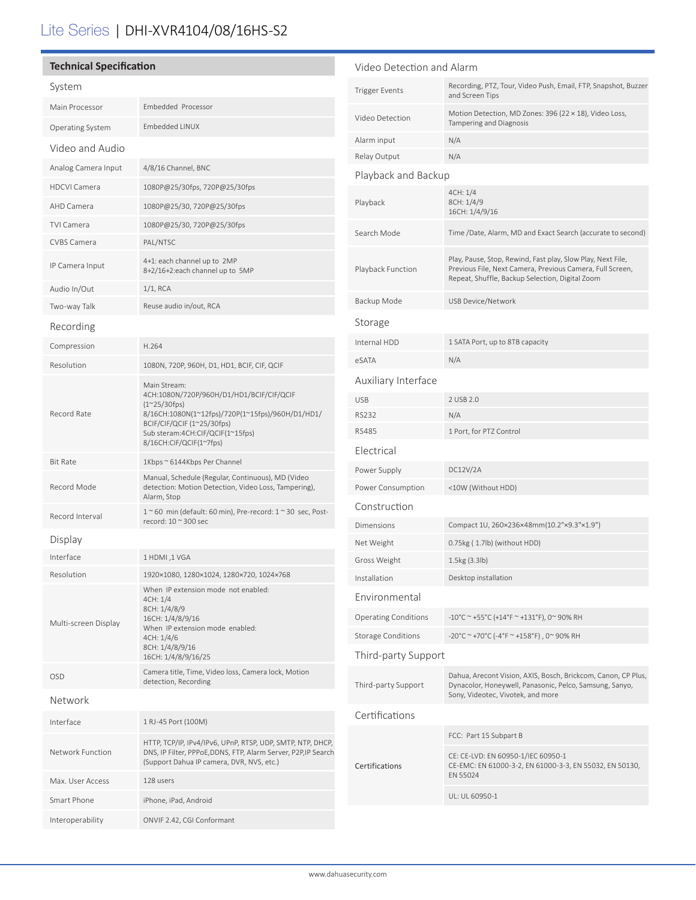# Lite Series | DHI-XVR4104/08/16HS-S2

## Technical Specification

### System

| | |
|---|---|
| Main Processor | Embedded Processor |
| Operating System | Embedded LINUX |

### Video and Audio

| | |
|---|---|
| Analog Camera Input | 4/8/16 Channel, BNC |
| HDCVI Camera | 1080P@25/30fps, 720P@25/30fps |
| AHD Camera | 1080P@25/30, 720P@25/30fps |
| TVI Camera | 1080P@25/30, 720P@25/30fps |
| CVBS Camera | PAL/NTSC |
| IP Camera Input | 4+1: each channel up to 2MP<br>8+2/16+2:each channel up to 5MP |
| Audio In/Out | 1/1, RCA |
| Two-way Talk | Reuse audio in/out, RCA |

### Recording

| | |
|---|---|
| Compression | H.264 |
| Resolution | 1080N, 720P, 960H, D1, HD1, BCIF, CIF, QCIF |
| Record Rate | Main Stream:<br>4CH:1080N/720P/960H/D1/HD1/BCIF/CIF/QCIF (1~25/30fps)<br>8/16CH:1080N(1~12fps)/720P(1~15fps)/960H/D1/HD1/BCIF/CIF/QCIF (1~25/30fps)<br>Sub steram:4CH:CIF/QCIF(1~15fps)<br>8/16CH:CIF/QCIF(1~7fps) |
| Bit Rate | 1Kbps ~ 6144Kbps Per Channel |
| Record Mode | Manual, Schedule (Regular, Continuous), MD (Video detection: Motion Detection, Video Loss, Tampering), Alarm, Stop |
| Record Interval | 1 ~ 60 min (default: 60 min), Pre-record: 1 ~ 30 sec, Post-record: 10 ~ 300 sec |

### Display

| | |
|---|---|
| Interface | 1 HDMI ,1 VGA |
| Resolution | 1920×1080, 1280×1024, 1280×720, 1024×768 |
| Multi-screen Display | When IP extension mode not enabled:<br>4CH: 1/4<br>8CH: 1/4/8/9<br>16CH: 1/4/8/9/16<br>When IP extension mode enabled:<br>4CH: 1/4/6<br>8CH: 1/4/8/9/16<br>16CH: 1/4/8/9/16/25 |
| OSD | Camera title, Time, Video loss, Camera lock, Motion detection, Recording |

### Network

| | |
|---|---|
| Interface | 1 RJ-45 Port (100M) |
| Network Function | HTTP, TCP/IP, IPv4/IPv6, UPnP, RTSP, UDP, SMTP, NTP, DHCP, DNS, IP Filter, PPPoE,DDNS, FTP, Alarm Server, P2P,IP Search (Support Dahua IP camera, DVR, NVS, etc.) |
| Max. User Access | 128 users |
| Smart Phone | iPhone, iPad, Android |
| Interoperability | ONVIF 2.42, CGI Conformant |

### Video Detection and Alarm

| | |
|---|---|
| Trigger Events | Recording, PTZ, Tour, Video Push, Email, FTP, Snapshot, Buzzer and Screen Tips |
| Video Detection | Motion Detection, MD Zones: 396 (22 × 18), Video Loss, Tampering and Diagnosis |
| Alarm input | N/A |
| Relay Output | N/A |

### Playback and Backup

| | |
|---|---|
| Playback | 4CH: 1/4<br>8CH: 1/4/9<br>16CH: 1/4/9/16 |
| Search Mode | Time /Date, Alarm, MD and Exact Search (accurate to second) |
| Playback Function | Play, Pause, Stop, Rewind, Fast play, Slow Play, Next File, Previous File, Next Camera, Previous Camera, Full Screen, Repeat, Shuffle, Backup Selection, Digital Zoom |
| Backup Mode | USB Device/Network |

### Storage

| | |
|---|---|
| Internal HDD | 1 SATA Port, up to 8TB capacity |
| eSATA | N/A |

### Auxiliary Interface

| | |
|---|---|
| USB | 2 USB 2.0 |
| RS232 | N/A |
| RS485 | 1 Port, for PTZ Control |

### Electrical

| | |
|---|---|
| Power Supply | DC12V/2A |
| Power Consumption | <10W (Without HDD) |

### Construction

| | |
|---|---|
| Dimensions | Compact 1U, 260×236×48mm(10.2"×9.3"×1.9") |
| Net Weight | 0.75kg ( 1.7lb) (without HDD) |
| Gross Weight | 1.5kg (3.3lb) |
| Installation | Desktop installation |

### Environmental

| | |
|---|---|
| Operating Conditions | -10°C ~ +55°C (+14°F ~ +131°F), 0~ 90% RH |
| Storage Conditions | -20°C ~ +70°C (-4°F ~ +158°F) , 0~ 90% RH |

### Third-party Support

| | |
|---|---|
| Third-party Support | Dahua, Arecont Vision, AXIS, Bosch, Brickcom, Canon, CP Plus, Dynacolor, Honeywell, Panasonic, Pelco, Samsung, Sanyo, Sony, Videotec, Vivotek, and more |

### Certifications

| | |
|---|---|
| Certifications | FCC: Part 15 Subpart B |
| | CE: CE-LVD: EN 60950-1/IEC 60950-1<br>CE-EMC: EN 61000-3-2, EN 61000-3-3, EN 55032, EN 50130, EN 55024 |
| | UL: UL 60950-1 |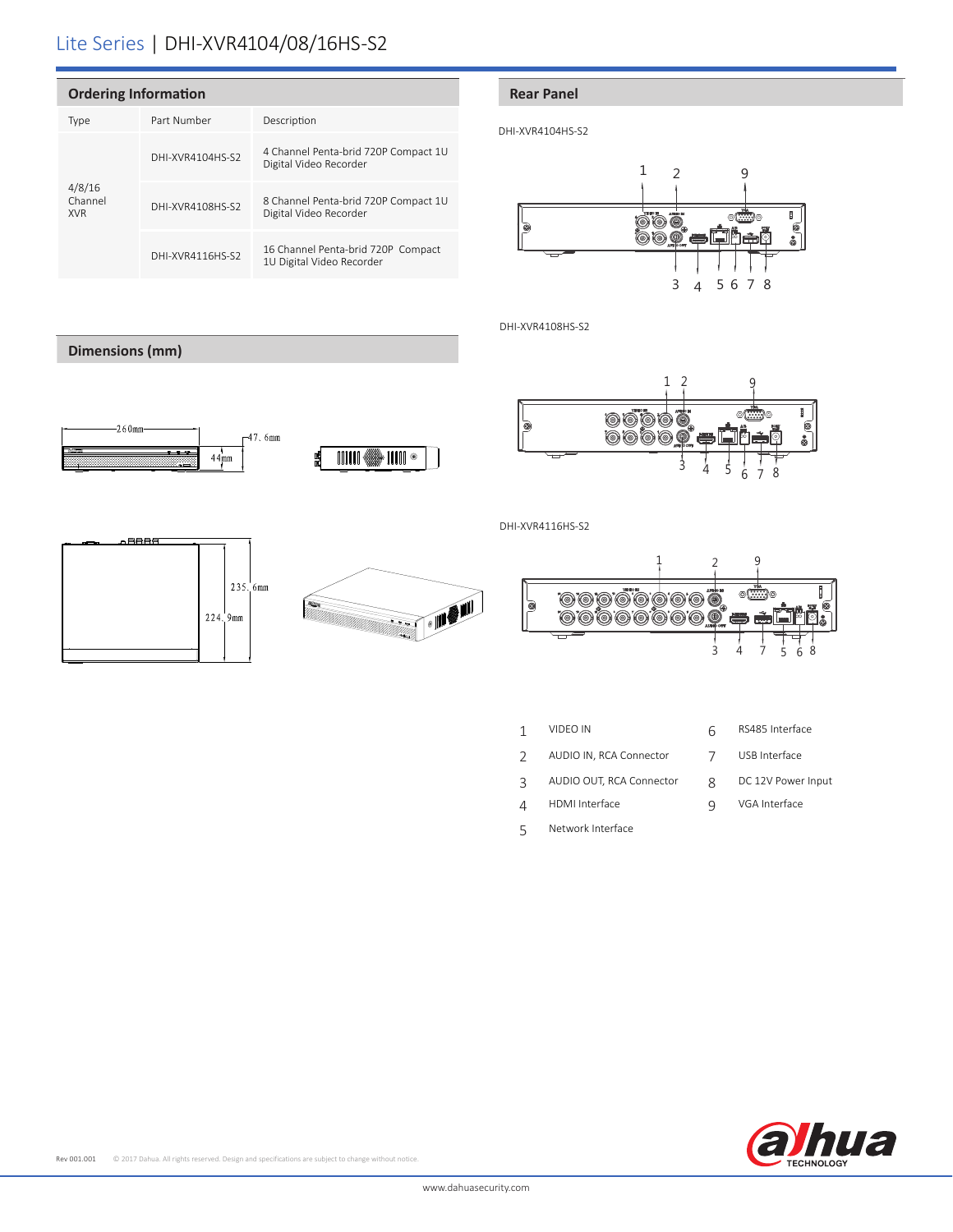## Ordering Information

| Type | Part Number | Description |
|---|---|---|
| 4/8/16 Channel XVR | DHI-XVR4104HS-S2 | 4 Channel Penta-brid 720P Compact 1U Digital Video Recorder |
| | DHI-XVR4108HS-S2 | 8 Channel Penta-brid 720P Compact 1U Digital Video Recorder |
| | DHI-XVR4116HS-S2 | 16 Channel Penta-brid 720P Compact 1U Digital Video Recorder |

## Dimensions (mm)

260mm

47.6mm

44mm

235.6mm

224.9mm

## Rear Panel

DHI-XVR4104HS-S2

DHI-XVR4108HS-S2

DHI-XVR4116HS-S2

| | | | |
|---|---|---|---|
| 1 | VIDEO IN | 6 | RS485 Interface |
| 2 | AUDIO IN, RCA Connector | 7 | USB Interface |
| 3 | AUDIO OUT, RCA Connector | 8 | DC 12V Power Input |
| 4 | HDMI Interface | 9 | VGA Interface |
| 5 | Network Interface | | |

Rev 001.001 © 2017 Dahua. All rights reserved. Design and specifications are subject to change without notice.

www.dahuasecurity.com